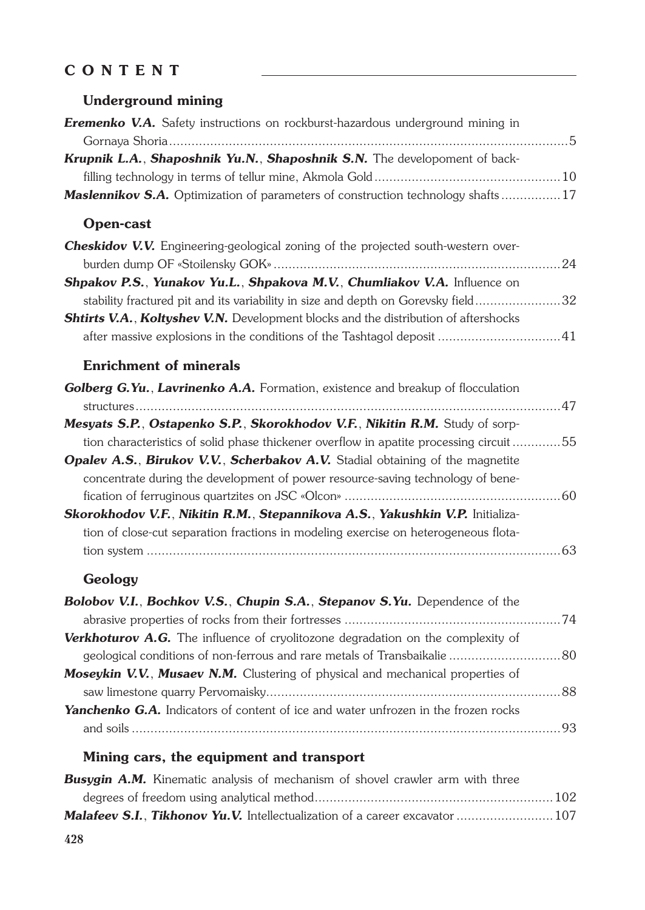# CONTENT

## Underground mining

***Eremenko V.A.*** Safety instructions on rockburst-hazardous underground mining in Gornaya Shoria .......... 5

***Krupnik L.A.***, ***Shaposhnik Yu.N.***, ***Shaposhnik S.N.*** The developoment of backfilling technology in terms of tellur mine, Akmola Gold .......... 10

***Maslennikov S.A.*** Optimization of parameters of construction technology shafts .......... 17

## Open-cast

***Cheskidov V.V.*** Engineering-geological zoning of the projected south-western overburden dump OF «Stoilensky GOK» .......... 24

***Shpakov P.S.***, ***Yunakov Yu.L.***, ***Shpakova M.V.***, ***Chumliakov V.A.*** Influence on stability fractured pit and its variability in size and depth on Gorevsky field .......... 32

***Shtirts V.A.***, ***Koltyshev V.N.*** Development blocks and the distribution of aftershocks after massive explosions in the conditions of the Tashtagol deposit .......... 41

## Enrichment of minerals

***Golberg G.Yu.***, ***Lavrinenko A.A.*** Formation, existence and breakup of flocculation structures .......... 47

***Mesyats S.P.***, ***Ostapenko S.P.***, ***Skorokhodov V.F.***, ***Nikitin R.M.*** Study of sorption characteristics of solid phase thickener overflow in apatite processing circuit .......... 55

***Opalev A.S.***, ***Birukov V.V.***, ***Scherbakov A.V.*** Stadial obtaining of the magnetite concentrate during the development of power resource-saving technology of benefication of ferruginous quartzites on JSC «Olcon» .......... 60

***Skorokhodov V.F.***, ***Nikitin R.M.***, ***Stepannikova A.S.***, ***Yakushkin V.P.*** Initialization of close-cut separation fractions in modeling exercise on heterogeneous flotation system .......... 63

## Geology

***Bolobov V.I.***, ***Bochkov V.S.***, ***Chupin S.A.***, ***Stepanov S.Yu.*** Dependence of the abrasive properties of rocks from their fortresses .......... 74

***Verkhoturov A.G.*** The influence of cryolitozone degradation on the complexity of geological conditions of non-ferrous and rare metals of Transbaikalie .......... 80

***Moseykin V.V.***, ***Musaev N.M.*** Clustering of physical and mechanical properties of saw limestone quarry Pervomaisky .......... 88

***Yanchenko G.A.*** Indicators of content of ice and water unfrozen in the frozen rocks and soils .......... 93

## Mining cars, the equipment and transport

***Busygin A.M.*** Kinematic analysis of mechanism of shovel crawler arm with three degrees of freedom using analytical method .......... 102

***Malafeev S.I.***, ***Tikhonov Yu.V.*** Intellectualization of a career excavator .......... 107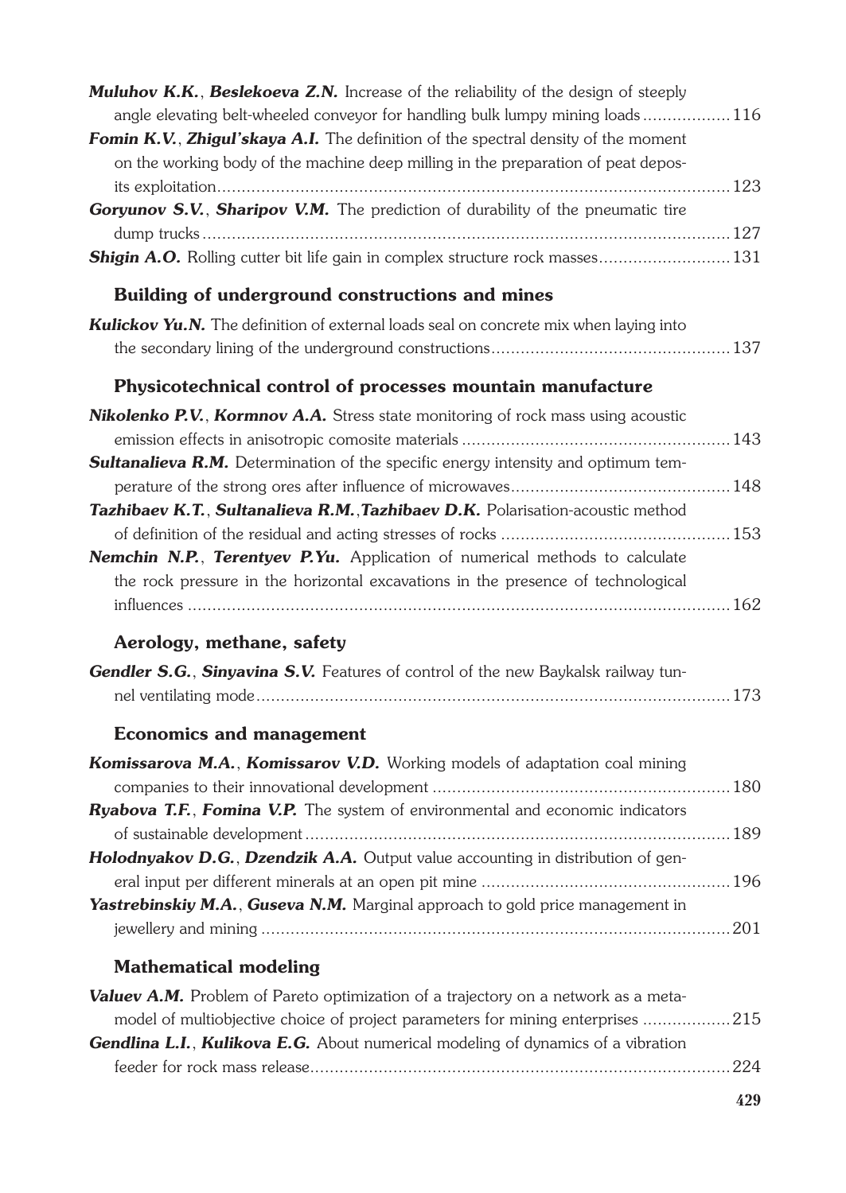***Muluhov K.K.***, ***Beslekoeva Z.N.*** Increase of the reliability of the design of steeply angle elevating belt-wheeled conveyor for handling bulk lumpy mining loads .................. 116

***Fomin K.V.***, ***Zhigul'skaya A.I.*** The definition of the spectral density of the moment on the working body of the machine deep milling in the preparation of peat deposits exploitation .......................................................................................................... 123

***Goryunov S.V.***, ***Sharipov V.M.*** The prediction of durability of the pneumatic tire dump trucks ............................................................................................................ 127

***Shigin A.O.*** Rolling cutter bit life gain in complex structure rock masses........................... 131

## Building of underground constructions and mines

***Kulickov Yu.N.*** The definition of external loads seal on concrete mix when laying into the secondary lining of the underground constructions................................................. 137

## Physicotechnical control of processes mountain manufacture

***Nikolenko P.V.***, ***Kormnov A.A.*** Stress state monitoring of rock mass using acoustic emission effects in anisotropic comosite materials ....................................................... 143

***Sultanalieva R.M.*** Determination of the specific energy intensity and optimum temperature of the strong ores after influence of microwaves............................................. 148

***Tazhibaev K.T.***, ***Sultanalieva R.M.***,***Tazhibaev D.K.*** Polarisation-acoustic method of definition of the residual and acting stresses of rocks ............................................... 153

***Nemchin N.P.***, ***Terentyev P.Yu.*** Application of numerical methods to calculate the rock pressure in the horizontal excavations in the presence of technological influences .............................................................................................................. 162

## Aerology, methane, safety

***Gendler S.G.***, ***Sinyavina S.V.*** Features of control of the new Baykalsk railway tunnel ventilating mode................................................................................................ 173

## Economics and management

***Komissarova M.A.***, ***Komissarov V.D.*** Working models of adaptation coal mining companies to their innovational development ............................................................ 180

***Ryabova T.F.***, ***Fomina V.P.*** The system of environmental and economic indicators of sustainable development ....................................................................................... 189

***Holodnyakov D.G.***, ***Dzendzik A.A.*** Output value accounting in distribution of general input per different minerals at an open pit mine .................................................. 196

***Yastrebinskiy M.A.***, ***Guseva N.M.*** Marginal approach to gold price management in jewellery and mining ................................................................................................ 201

## Mathematical modeling

***Valuev A.M.*** Problem of Pareto optimization of a trajectory on a network as a metamodel of multiobjective choice of project parameters for mining enterprises .................. 215

***Gendlina L.I.***, ***Kulikova E.G.*** About numerical modeling of dynamics of a vibration feeder for rock mass release...................................................................................... 224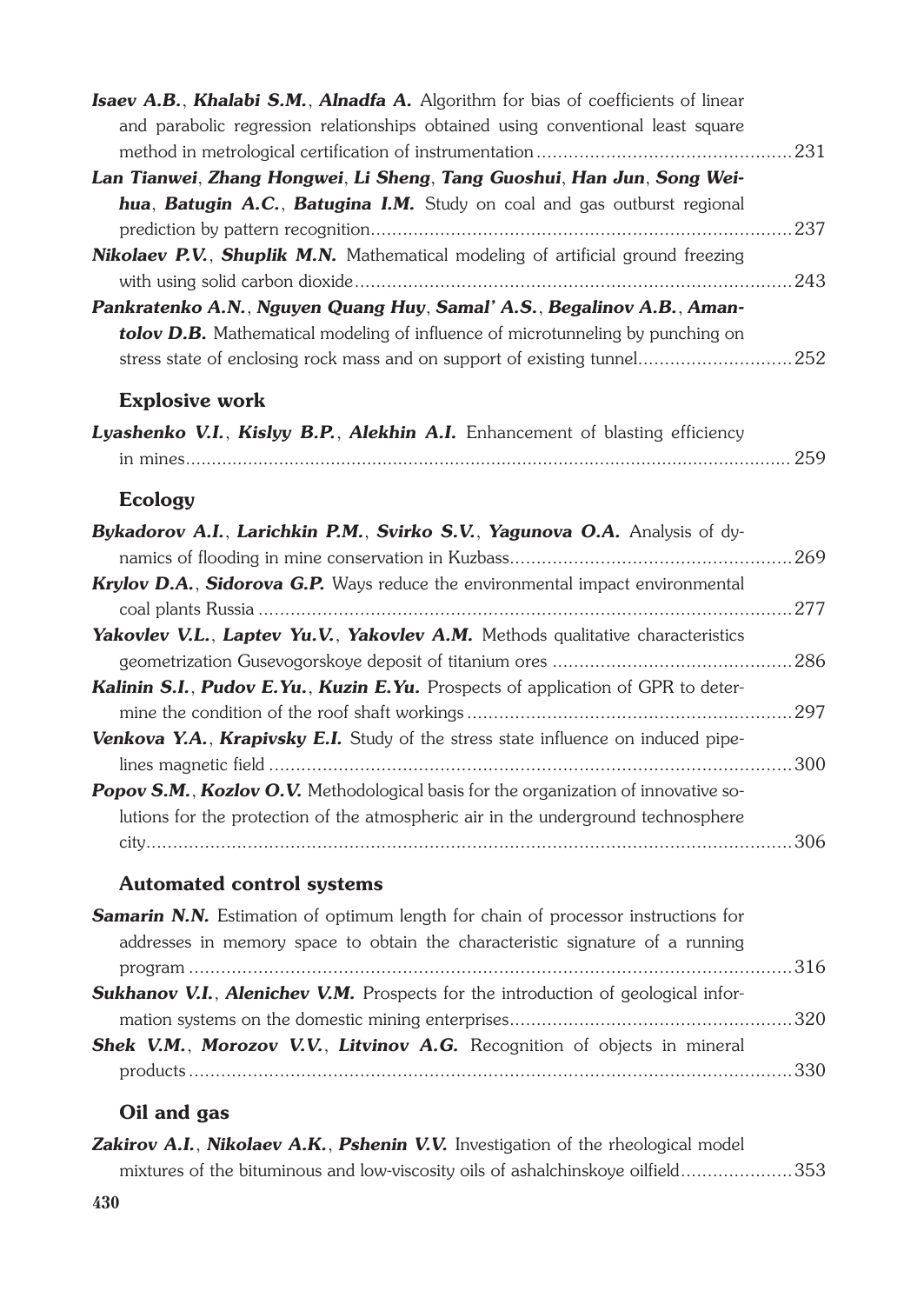***Isaev A.B.***, ***Khalabi S.M.***, ***Alnadfa A.*** Algorithm for bias of coefficients of linear and parabolic regression relationships obtained using conventional least square method in metrological certification of instrumentation ................................................231

***Lan Tianwei***, ***Zhang Hongwei***, ***Li Sheng***, ***Tang Guoshui***, ***Han Jun***, ***Song Weihua***, ***Batugin A.C.***, ***Batugina I.M.*** Study on coal and gas outburst regional prediction by pattern recognition...............................................................................237

***Nikolaev P.V.***, ***Shuplik M.N.*** Mathematical modeling of artificial ground freezing with using solid carbon dioxide..................................................................................243

***Pankratenko A.N.***, ***Nguyen Quang Huy***, ***Samal' A.S.***, ***Begalinov A.B.***, ***Amantolov D.B.*** Mathematical modeling of influence of microtunneling by punching on stress state of enclosing rock mass and on support of existing tunnel.............................252

## Explosive work

***Lyashenko V.I.***, ***Kislyy B.P.***, ***Alekhin A.I.*** Enhancement of blasting efficiency in mines.................................................................................................................... 259

## Ecology

***Bykadorov A.I.***, ***Larichkin P.M.***, ***Svirko S.V.***, ***Yagunova O.A.*** Analysis of dynamics of flooding in mine conservation in Kuzbass.....................................................269

***Krylov D.A.***, ***Sidorova G.P.*** Ways reduce the environmental impact environmental coal plants Russia ....................................................................................................277

***Yakovlev V.L.***, ***Laptev Yu.V.***, ***Yakovlev A.M.*** Methods qualitative characteristics geometrization Gusevogorskoye deposit of titanium ores ............................................286

***Kalinin S.I.***, ***Pudov E.Yu.***, ***Kuzin E.Yu.*** Prospects of application of GPR to determine the condition of the roof shaft workings ............................................................297

***Venkova Y.A.***, ***Krapivsky E.I.*** Study of the stress state influence on induced pipelines magnetic field ..................................................................................................300

***Popov S.M.***, ***Kozlov O.V.*** Methodological basis for the organization of innovative solutions for the protection of the atmospheric air in the underground technosphere city..........................................................................................................................306

## Automated control systems

***Samarin N.N.*** Estimation of optimum length for chain of processor instructions for addresses in memory space to obtain the characteristic signature of a running program ..................................................................................................................316

***Sukhanov V.I.***, ***Alenichev V.M.*** Prospects for the introduction of geological information systems on the domestic mining enterprises.....................................................320

***Shek V.M.***, ***Morozov V.V.***, ***Litvinov A.G.*** Recognition of objects in mineral products ..................................................................................................................330

## Oil and gas

***Zakirov A.I.***, ***Nikolaev A.K.***, ***Pshenin V.V.*** Investigation of the rheological model mixtures of the bituminous and low-viscosity oils of ashalchinskoye oilfield.....................353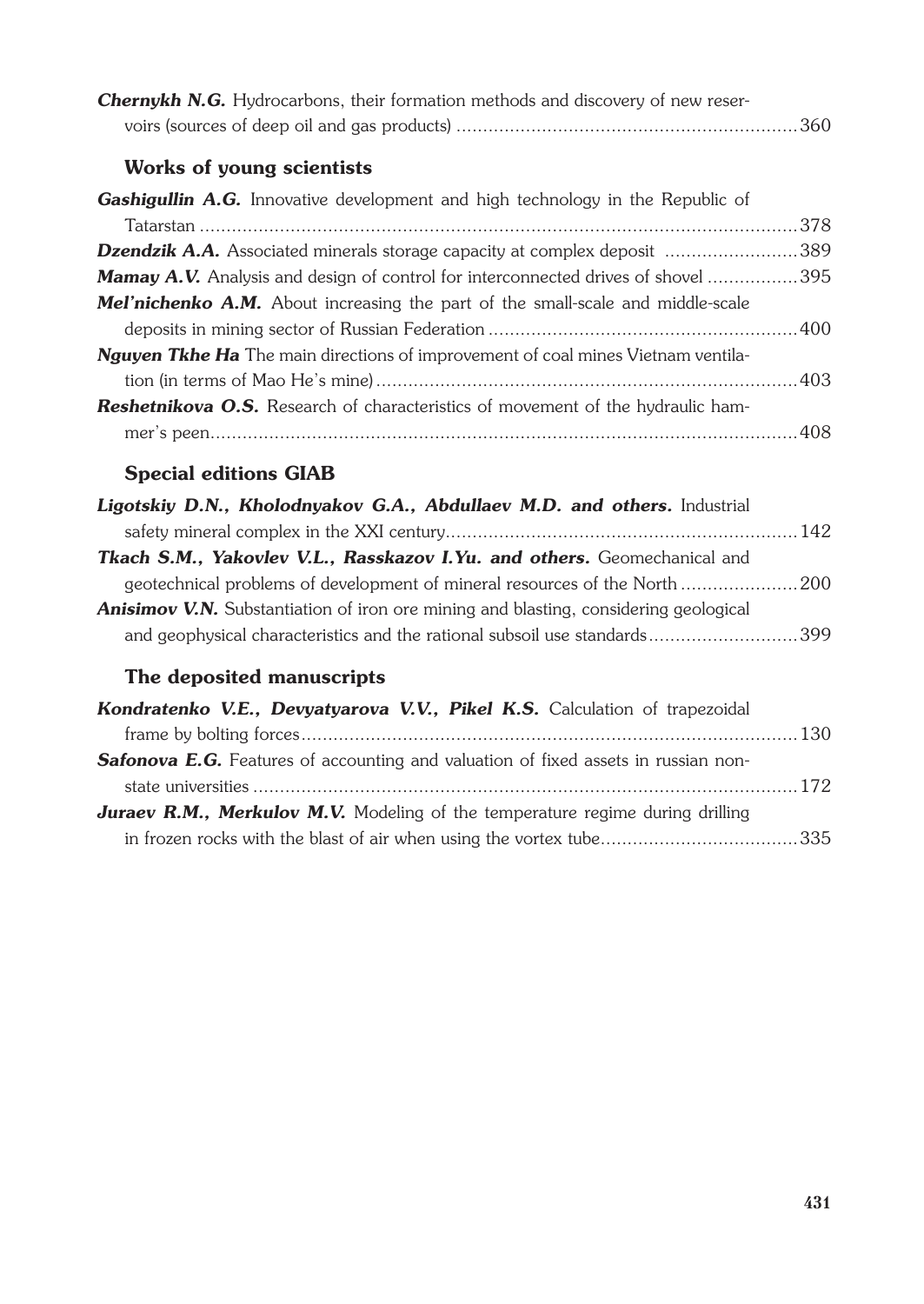***Chernykh N.G.*** Hydrocarbons, their formation methods and discovery of new reservoirs (sources of deep oil and gas products) ....................................................................360

## Works of young scientists

***Gashigullin A.G.*** Innovative development and high technology in the Republic of Tatarstan ....................................................................................................378

***Dzendzik A.A.*** Associated minerals storage capacity at complex deposit .........................389

***Mamay A.V.*** Analysis and design of control for interconnected drives of shovel .................395

***Mel'nichenko A.M.*** About increasing the part of the small-scale and middle-scale deposits in mining sector of Russian Federation ...........................................................400

***Nguyen Tkhe Ha*** The main directions of improvement of coal mines Vietnam ventilation (in terms of Mao He's mine) ...............................................................................403

***Reshetnikova O.S.*** Research of characteristics of movement of the hydraulic hammer's peen...............................................................................................................408

## Special editions GIAB

***Ligotskiy D.N., Kholodnyakov G.A., Abdullaev M.D. and others.*** Industrial safety mineral complex in the XXI century.................................................................142

***Tkach S.M., Yakovlev V.L., Rasskazov I.Yu. and others.*** Geomechanical and geotechnical problems of development of mineral resources of the North ......................200

***Anisimov V.N.*** Substantiation of iron ore mining and blasting, considering geological and geophysical characteristics and the rational subsoil use standards............................399

## The deposited manuscripts

***Kondratenko V.E., Devyatyarova V.V., Pikel K.S.*** Calculation of trapezoidal frame by bolting forces...........................................................................................130

***Safonova E.G.*** Features of accounting and valuation of fixed assets in russian non-state universities ....................................................................................................172

***Juraev R.M., Merkulov M.V.*** Modeling of the temperature regime during drilling in frozen rocks with the blast of air when using the vortex tube.....................................335